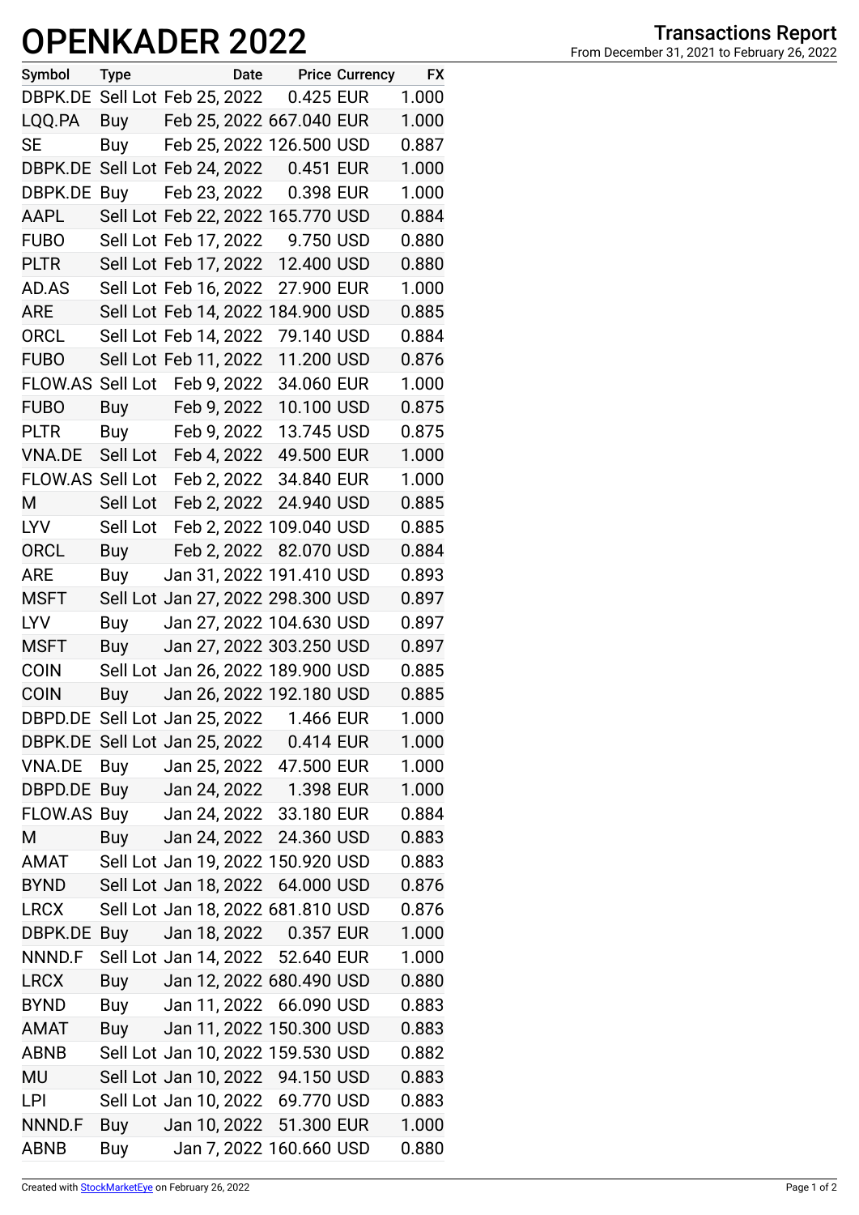# OPENKADER 2022

## Transactions Report

From December 31, 2021 to February 26, 2022

| Symbol | Type | Date | Price | Currency | FX |
|---|---|---|---|---|---|
| DBPK.DE | Sell Lot | Feb 25, 2022 | 0.425 | EUR | 1.000 |
| LQQ.PA | Buy | Feb 25, 2022 | 667.040 | EUR | 1.000 |
| SE | Buy | Feb 25, 2022 | 126.500 | USD | 0.887 |
| DBPK.DE | Sell Lot | Feb 24, 2022 | 0.451 | EUR | 1.000 |
| DBPK.DE | Buy | Feb 23, 2022 | 0.398 | EUR | 1.000 |
| AAPL | Sell Lot | Feb 22, 2022 | 165.770 | USD | 0.884 |
| FUBO | Sell Lot | Feb 17, 2022 | 9.750 | USD | 0.880 |
| PLTR | Sell Lot | Feb 17, 2022 | 12.400 | USD | 0.880 |
| AD.AS | Sell Lot | Feb 16, 2022 | 27.900 | EUR | 1.000 |
| ARE | Sell Lot | Feb 14, 2022 | 184.900 | USD | 0.885 |
| ORCL | Sell Lot | Feb 14, 2022 | 79.140 | USD | 0.884 |
| FUBO | Sell Lot | Feb 11, 2022 | 11.200 | USD | 0.876 |
| FLOW.AS | Sell Lot | Feb 9, 2022 | 34.060 | EUR | 1.000 |
| FUBO | Buy | Feb 9, 2022 | 10.100 | USD | 0.875 |
| PLTR | Buy | Feb 9, 2022 | 13.745 | USD | 0.875 |
| VNA.DE | Sell Lot | Feb 4, 2022 | 49.500 | EUR | 1.000 |
| FLOW.AS | Sell Lot | Feb 2, 2022 | 34.840 | EUR | 1.000 |
| M | Sell Lot | Feb 2, 2022 | 24.940 | USD | 0.885 |
| LYV | Sell Lot | Feb 2, 2022 | 109.040 | USD | 0.885 |
| ORCL | Buy | Feb 2, 2022 | 82.070 | USD | 0.884 |
| ARE | Buy | Jan 31, 2022 | 191.410 | USD | 0.893 |
| MSFT | Sell Lot | Jan 27, 2022 | 298.300 | USD | 0.897 |
| LYV | Buy | Jan 27, 2022 | 104.630 | USD | 0.897 |
| MSFT | Buy | Jan 27, 2022 | 303.250 | USD | 0.897 |
| COIN | Sell Lot | Jan 26, 2022 | 189.900 | USD | 0.885 |
| COIN | Buy | Jan 26, 2022 | 192.180 | USD | 0.885 |
| DBPD.DE | Sell Lot | Jan 25, 2022 | 1.466 | EUR | 1.000 |
| DBPK.DE | Sell Lot | Jan 25, 2022 | 0.414 | EUR | 1.000 |
| VNA.DE | Buy | Jan 25, 2022 | 47.500 | EUR | 1.000 |
| DBPD.DE | Buy | Jan 24, 2022 | 1.398 | EUR | 1.000 |
| FLOW.AS | Buy | Jan 24, 2022 | 33.180 | EUR | 0.884 |
| M | Buy | Jan 24, 2022 | 24.360 | USD | 0.883 |
| AMAT | Sell Lot | Jan 19, 2022 | 150.920 | USD | 0.883 |
| BYND | Sell Lot | Jan 18, 2022 | 64.000 | USD | 0.876 |
| LRCX | Sell Lot | Jan 18, 2022 | 681.810 | USD | 0.876 |
| DBPK.DE | Buy | Jan 18, 2022 | 0.357 | EUR | 1.000 |
| NNND.F | Sell Lot | Jan 14, 2022 | 52.640 | EUR | 1.000 |
| LRCX | Buy | Jan 12, 2022 | 680.490 | USD | 0.880 |
| BYND | Buy | Jan 11, 2022 | 66.090 | USD | 0.883 |
| AMAT | Buy | Jan 11, 2022 | 150.300 | USD | 0.883 |
| ABNB | Sell Lot | Jan 10, 2022 | 159.530 | USD | 0.882 |
| MU | Sell Lot | Jan 10, 2022 | 94.150 | USD | 0.883 |
| LPI | Sell Lot | Jan 10, 2022 | 69.770 | USD | 0.883 |
| NNND.F | Buy | Jan 10, 2022 | 51.300 | EUR | 1.000 |
| ABNB | Buy | Jan 7, 2022 | 160.660 | USD | 0.880 |

Created with StockMarketEye on February 26, 2022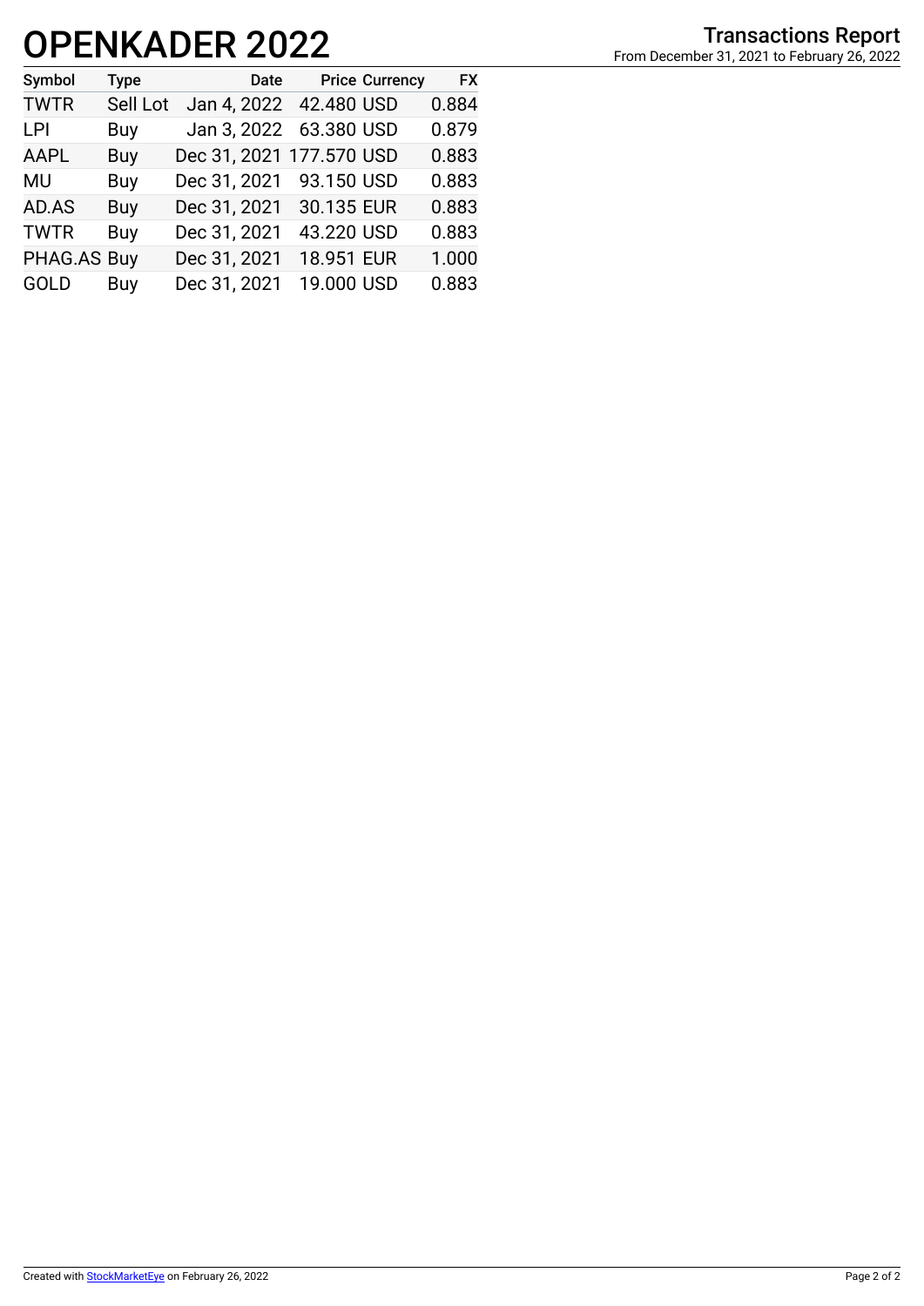# OPENKADER 2022

## Transactions Report

From December 31, 2021 to February 26, 2022

| Symbol | Type | Date | Price | Currency | FX |
|---|---|---|---|---|---|
| TWTR | Sell Lot | Jan 4, 2022 | 42.480 | USD | 0.884 |
| LPI | Buy | Jan 3, 2022 | 63.380 | USD | 0.879 |
| AAPL | Buy | Dec 31, 2021 | 177.570 | USD | 0.883 |
| MU | Buy | Dec 31, 2021 | 93.150 | USD | 0.883 |
| AD.AS | Buy | Dec 31, 2021 | 30.135 | EUR | 0.883 |
| TWTR | Buy | Dec 31, 2021 | 43.220 | USD | 0.883 |
| PHAG.AS | Buy | Dec 31, 2021 | 18.951 | EUR | 1.000 |
| GOLD | Buy | Dec 31, 2021 | 19.000 | USD | 0.883 |

Created with StockMarketEye on February 26, 2022